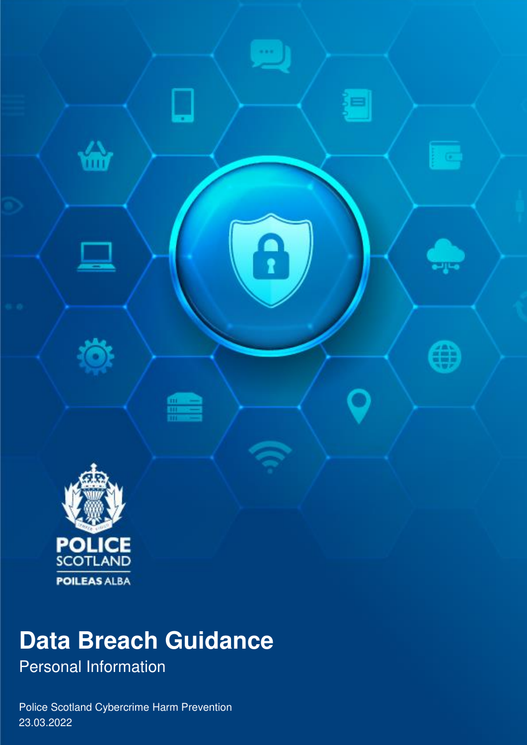# Data Breach Guidance

Personal Information

Police Scotland Cybercrime Harm Prevention

23.03.2022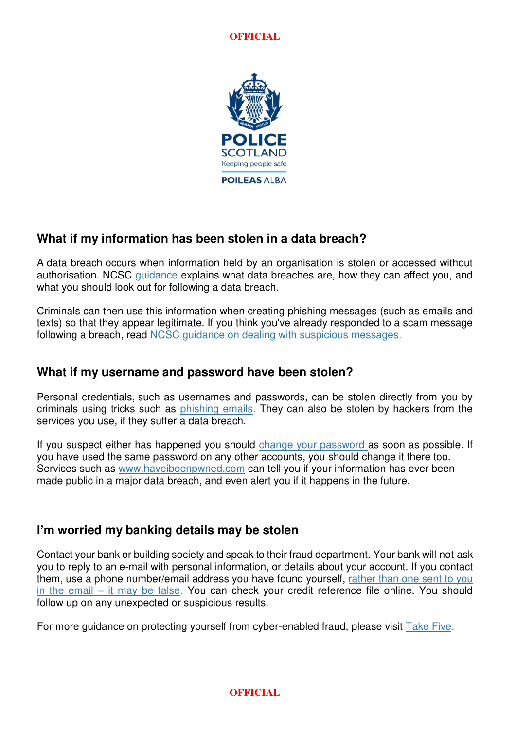## What if my information has been stolen in a data breach?

A data breach occurs when information held by an organisation is stolen or accessed without authorisation. NCSC guidance explains what data breaches are, how they can affect you, and what you should look out for following a data breach.

Criminals can then use this information when creating phishing messages (such as emails and texts) so that they appear legitimate. If you think you've already responded to a scam message following a breach, read NCSC guidance on dealing with suspicious messages.

## What if my username and password have been stolen?

Personal credentials, such as usernames and passwords, can be stolen directly from you by criminals using tricks such as phishing emails. They can also be stolen by hackers from the services you use, if they suffer a data breach.

If you suspect either has happened you should change your password as soon as possible. If you have used the same password on any other accounts, you should change it there too. Services such as www.haveibeenpwned.com can tell you if your information has ever been made public in a major data breach, and even alert you if it happens in the future.

## I'm worried my banking details may be stolen

Contact your bank or building society and speak to their fraud department. Your bank will not ask you to reply to an e-mail with personal information, or details about your account. If you contact them, use a phone number/email address you have found yourself, rather than one sent to you in the email – it may be false. You can check your credit reference file online. You should follow up on any unexpected or suspicious results.

For more guidance on protecting yourself from cyber-enabled fraud, please visit Take Five.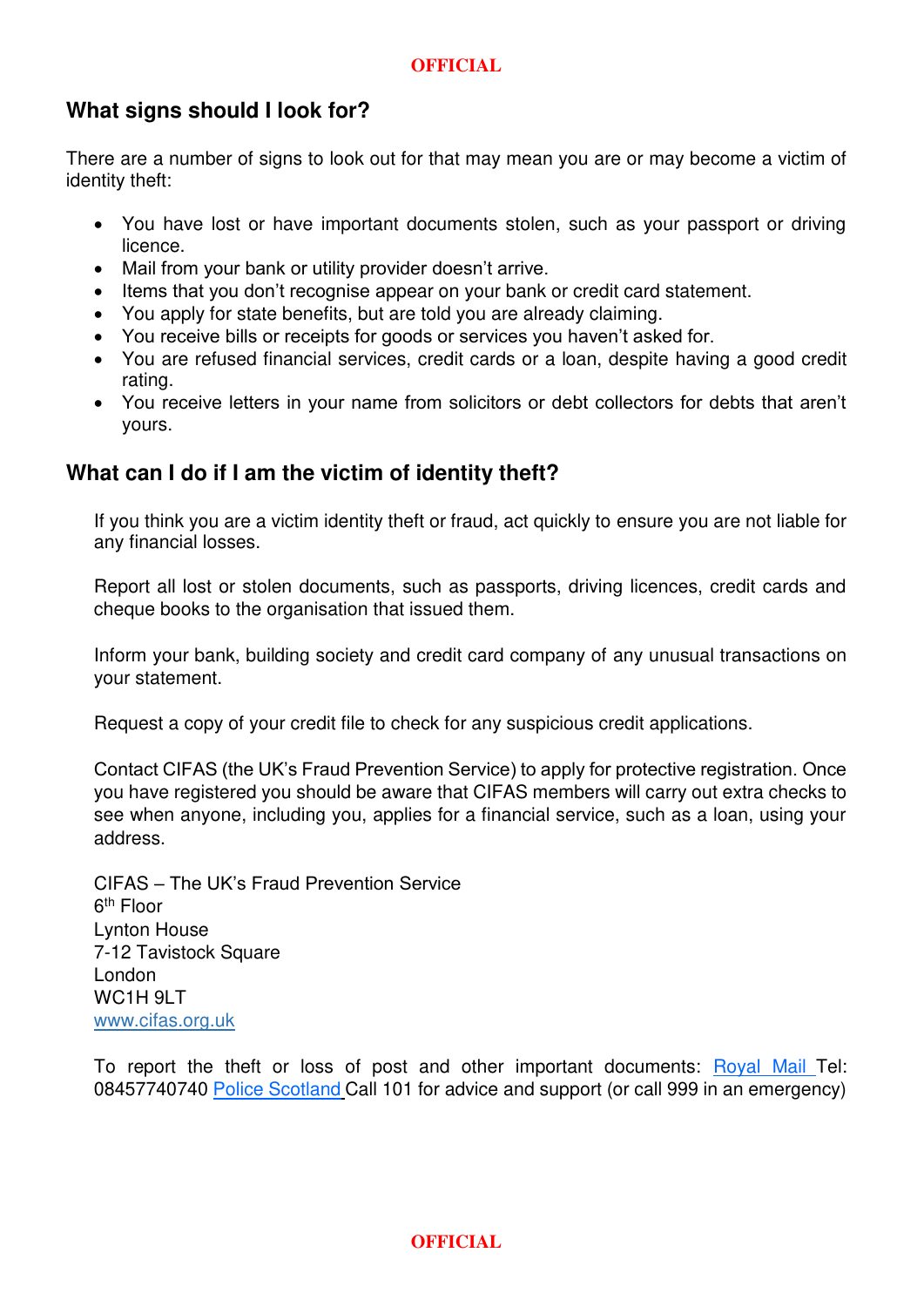## What signs should I look for?

There are a number of signs to look out for that may mean you are or may become a victim of identity theft:

- You have lost or have important documents stolen, such as your passport or driving licence.
- Mail from your bank or utility provider doesn't arrive.
- Items that you don't recognise appear on your bank or credit card statement.
- You apply for state benefits, but are told you are already claiming.
- You receive bills or receipts for goods or services you haven't asked for.
- You are refused financial services, credit cards or a loan, despite having a good credit rating.
- You receive letters in your name from solicitors or debt collectors for debts that aren't yours.

## What can I do if I am the victim of identity theft?

If you think you are a victim identity theft or fraud, act quickly to ensure you are not liable for any financial losses.

Report all lost or stolen documents, such as passports, driving licences, credit cards and cheque books to the organisation that issued them.

Inform your bank, building society and credit card company of any unusual transactions on your statement.

Request a copy of your credit file to check for any suspicious credit applications.

Contact CIFAS (the UK's Fraud Prevention Service) to apply for protective registration. Once you have registered you should be aware that CIFAS members will carry out extra checks to see when anyone, including you, applies for a financial service, such as a loan, using your address.

CIFAS – The UK's Fraud Prevention Service
6th Floor
Lynton House
7-12 Tavistock Square
London
WC1H 9LT
www.cifas.org.uk

To report the theft or loss of post and other important documents: Royal Mail Tel: 08457740740 Police Scotland Call 101 for advice and support (or call 999 in an emergency)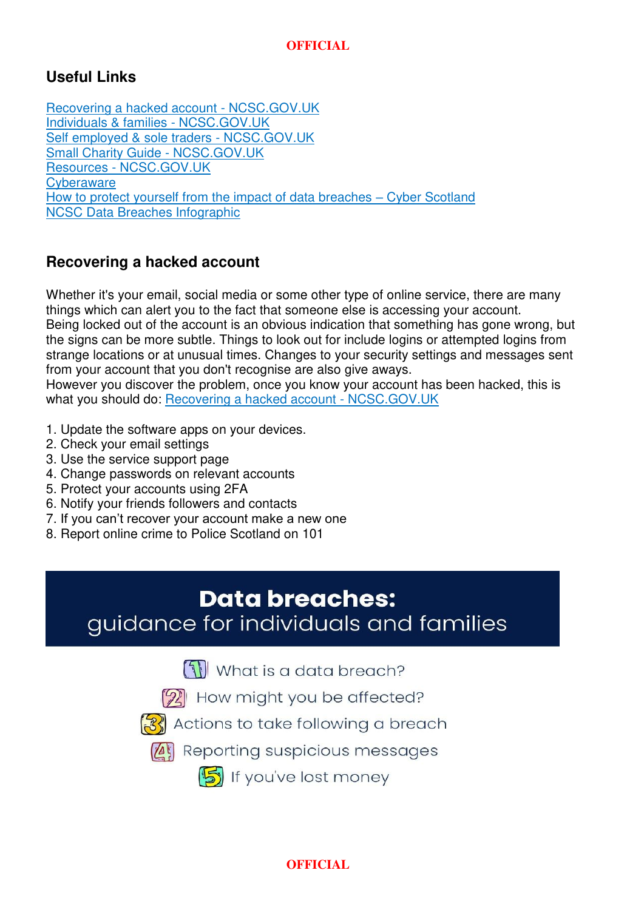## Useful Links

[Recovering a hacked account - NCSC.GOV.UK]
[Individuals & families - NCSC.GOV.UK]
[Self employed & sole traders - NCSC.GOV.UK]
[Small Charity Guide - NCSC.GOV.UK]
[Resources - NCSC.GOV.UK]
[Cyberaware]
[How to protect yourself from the impact of data breaches – Cyber Scotland]
[NCSC Data Breaches Infographic]

## Recovering a hacked account

Whether it's your email, social media or some other type of online service, there are many things which can alert you to the fact that someone else is accessing your account.
Being locked out of the account is an obvious indication that something has gone wrong, but the signs can be more subtle. Things to look out for include logins or attempted logins from strange locations or at unusual times. Changes to your security settings and messages sent from your account that you don't recognise are also give aways.
However you discover the problem, once you know your account has been hacked, this is what you should do: [Recovering a hacked account - NCSC.GOV.UK]

1. Update the software apps on your devices.
2. Check your email settings
3. Use the service support page
4. Change passwords on relevant accounts
5. Protect your accounts using 2FA
6. Notify your friends followers and contacts
7. If you can't recover your account make a new one
8. Report online crime to Police Scotland on 101

## Data breaches: guidance for individuals and families

1. What is a data breach?
2. How might you be affected?
3. Actions to take following a breach
4. Reporting suspicious messages
5. If you've lost money